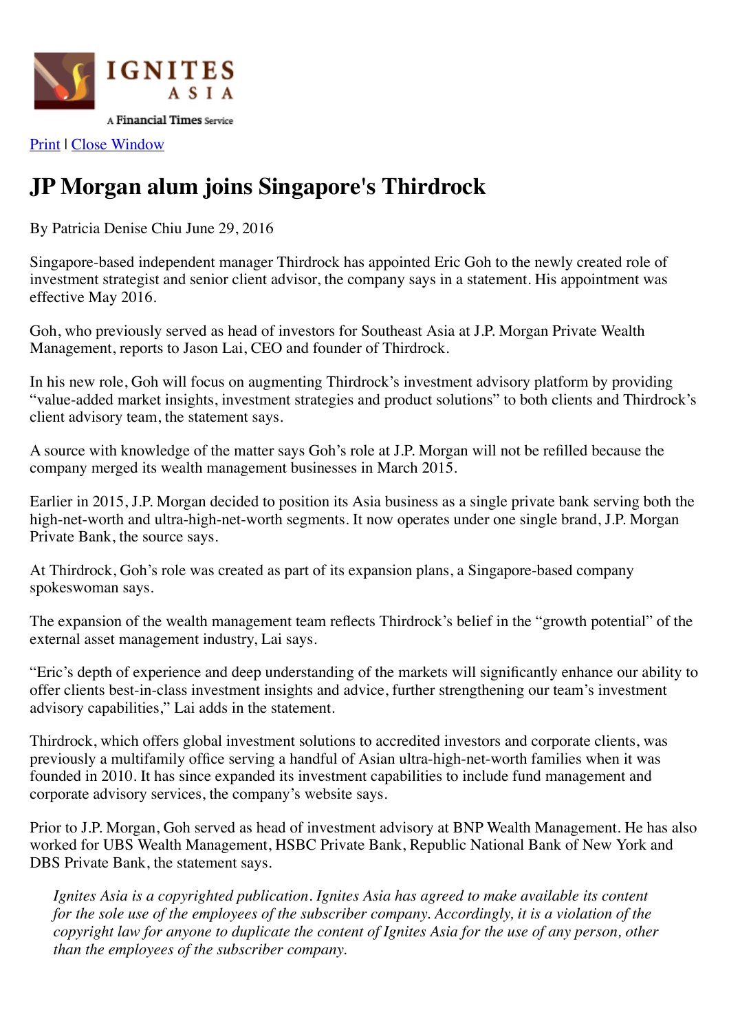IGNITES ASIA

A Financial Times Service

Print | Close Window

# JP Morgan alum joins Singapore's Thirdrock

By Patricia Denise Chiu June 29, 2016

Singapore-based independent manager Thirdrock has appointed Eric Goh to the newly created role of investment strategist and senior client advisor, the company says in a statement. His appointment was effective May 2016.

Goh, who previously served as head of investors for Southeast Asia at J.P. Morgan Private Wealth Management, reports to Jason Lai, CEO and founder of Thirdrock.

In his new role, Goh will focus on augmenting Thirdrock's investment advisory platform by providing "value-added market insights, investment strategies and product solutions" to both clients and Thirdrock's client advisory team, the statement says.

A source with knowledge of the matter says Goh's role at J.P. Morgan will not be refilled because the company merged its wealth management businesses in March 2015.

Earlier in 2015, J.P. Morgan decided to position its Asia business as a single private bank serving both the high-net-worth and ultra-high-net-worth segments. It now operates under one single brand, J.P. Morgan Private Bank, the source says.

At Thirdrock, Goh's role was created as part of its expansion plans, a Singapore-based company spokeswoman says.

The expansion of the wealth management team reflects Thirdrock's belief in the "growth potential" of the external asset management industry, Lai says.

"Eric's depth of experience and deep understanding of the markets will significantly enhance our ability to offer clients best-in-class investment insights and advice, further strengthening our team's investment advisory capabilities," Lai adds in the statement.

Thirdrock, which offers global investment solutions to accredited investors and corporate clients, was previously a multifamily office serving a handful of Asian ultra-high-net-worth families when it was founded in 2010. It has since expanded its investment capabilities to include fund management and corporate advisory services, the company's website says.

Prior to J.P. Morgan, Goh served as head of investment advisory at BNP Wealth Management. He has also worked for UBS Wealth Management, HSBC Private Bank, Republic National Bank of New York and DBS Private Bank, the statement says.

*Ignites Asia is a copyrighted publication. Ignites Asia has agreed to make available its content for the sole use of the employees of the subscriber company. Accordingly, it is a violation of the copyright law for anyone to duplicate the content of Ignites Asia for the use of any person, other than the employees of the subscriber company.*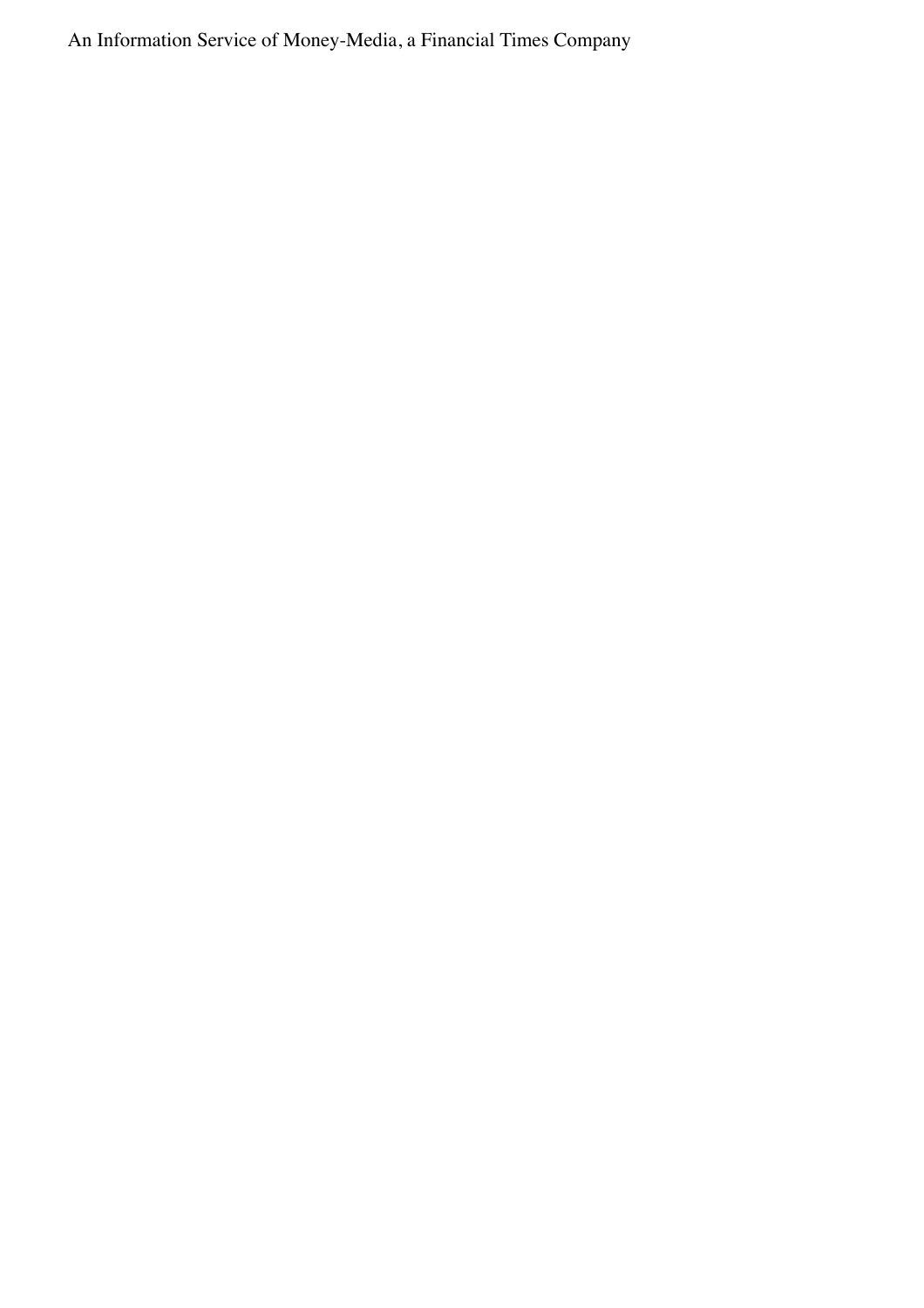An Information Service of Money-Media, a Financial Times Company